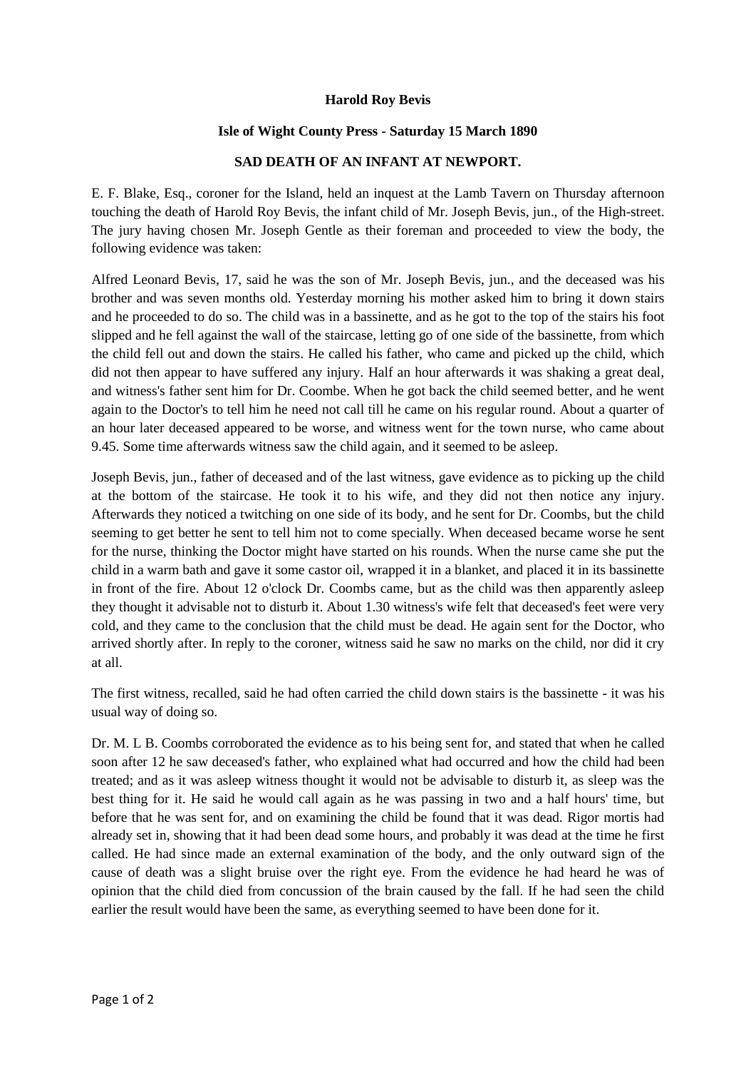**Harold Roy Bevis**

**Isle of Wight County Press - Saturday 15 March 1890**

**SAD DEATH OF AN INFANT AT NEWPORT.**

E. F. Blake, Esq., coroner for the Island, held an inquest at the Lamb Tavern on Thursday afternoon touching the death of Harold Roy Bevis, the infant child of Mr. Joseph Bevis, jun., of the High-street. The jury having chosen Mr. Joseph Gentle as their foreman and proceeded to view the body, the following evidence was taken:

Alfred Leonard Bevis, 17, said he was the son of Mr. Joseph Bevis, jun., and the deceased was his brother and was seven months old. Yesterday morning his mother asked him to bring it down stairs and he proceeded to do so. The child was in a bassinette, and as he got to the top of the stairs his foot slipped and he fell against the wall of the staircase, letting go of one side of the bassinette, from which the child fell out and down the stairs. He called his father, who came and picked up the child, which did not then appear to have suffered any injury. Half an hour afterwards it was shaking a great deal, and witness's father sent him for Dr. Coombe. When he got back the child seemed better, and he went again to the Doctor's to tell him he need not call till he came on his regular round. About a quarter of an hour later deceased appeared to be worse, and witness went for the town nurse, who came about 9.45. Some time afterwards witness saw the child again, and it seemed to be asleep.

Joseph Bevis, jun., father of deceased and of the last witness, gave evidence as to picking up the child at the bottom of the staircase. He took it to his wife, and they did not then notice any injury. Afterwards they noticed a twitching on one side of its body, and he sent for Dr. Coombs, but the child seeming to get better he sent to tell him not to come specially. When deceased became worse he sent for the nurse, thinking the Doctor might have started on his rounds. When the nurse came she put the child in a warm bath and gave it some castor oil, wrapped it in a blanket, and placed it in its bassinette in front of the fire. About 12 o'clock Dr. Coombs came, but as the child was then apparently asleep they thought it advisable not to disturb it. About 1.30 witness's wife felt that deceased's feet were very cold, and they came to the conclusion that the child must be dead. He again sent for the Doctor, who arrived shortly after. In reply to the coroner, witness said he saw no marks on the child, nor did it cry at all.

The first witness, recalled, said he had often carried the child down stairs is the bassinette - it was his usual way of doing so.

Dr. M. L B. Coombs corroborated the evidence as to his being sent for, and stated that when he called soon after 12 he saw deceased's father, who explained what had occurred and how the child had been treated; and as it was asleep witness thought it would not be advisable to disturb it, as sleep was the best thing for it. He said he would call again as he was passing in two and a half hours' time, but before that he was sent for, and on examining the child be found that it was dead. Rigor mortis had already set in, showing that it had been dead some hours, and probably it was dead at the time he first called. He had since made an external examination of the body, and the only outward sign of the cause of death was a slight bruise over the right eye. From the evidence he had heard he was of opinion that the child died from concussion of the brain caused by the fall. If he had seen the child earlier the result would have been the same, as everything seemed to have been done for it.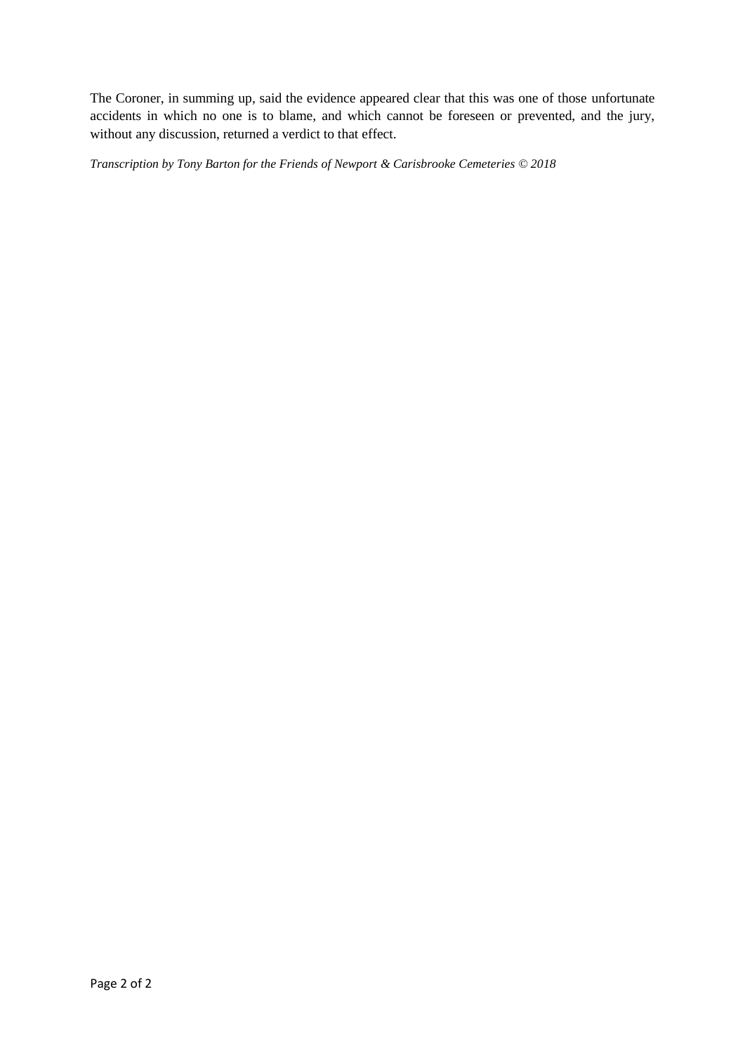The Coroner, in summing up, said the evidence appeared clear that this was one of those unfortunate accidents in which no one is to blame, and which cannot be foreseen or prevented, and the jury, without any discussion, returned a verdict to that effect.

*Transcription by Tony Barton for the Friends of Newport & Carisbrooke Cemeteries © 2018*